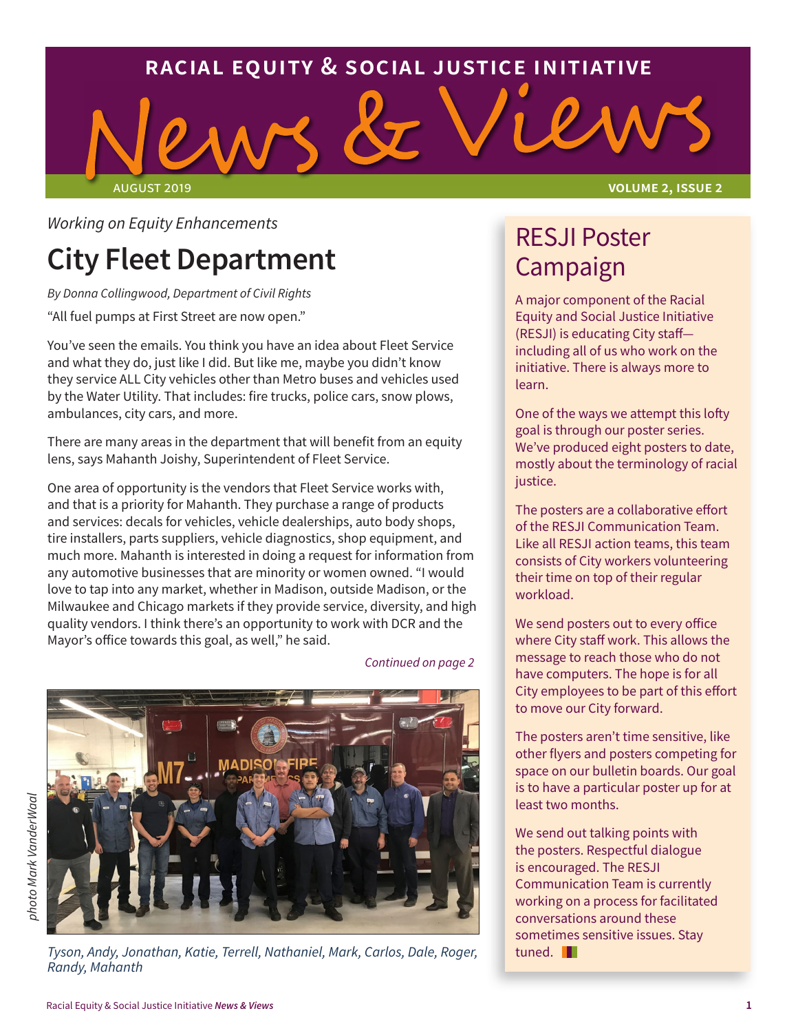# RACIAL EQUITY & SOCIAL JUSTICE INITIATIVE

# News & Views

AUGUST 2019 VOLUME 2, ISSUE 2

*Working on Equity Enhancements*

## City Fleet Department

*By Donna Collingwood, Department of Civil Rights*

"All fuel pumps at First Street are now open."

You've seen the emails. You think you have an idea about Fleet Service and what they do, just like I did. But like me, maybe you didn't know they service ALL City vehicles other than Metro buses and vehicles used by the Water Utility. That includes: fire trucks, police cars, snow plows, ambulances, city cars, and more.

There are many areas in the department that will benefit from an equity lens, says Mahanth Joishy, Superintendent of Fleet Service.

One area of opportunity is the vendors that Fleet Service works with, and that is a priority for Mahanth. They purchase a range of products and services: decals for vehicles, vehicle dealerships, auto body shops, tire installers, parts suppliers, vehicle diagnostics, shop equipment, and much more. Mahanth is interested in doing a request for information from any automotive businesses that are minority or women owned. "I would love to tap into any market, whether in Madison, outside Madison, or the Milwaukee and Chicago markets if they provide service, diversity, and high quality vendors. I think there's an opportunity to work with DCR and the Mayor's office towards this goal, as well," he said.

*Continued on page 2*

*photo Mark VanderWaal*

*Tyson, Andy, Jonathan, Katie, Terrell, Nathaniel, Mark, Carlos, Dale, Roger, Randy, Mahanth*

## RESJI Poster Campaign

A major component of the Racial Equity and Social Justice Initiative (RESJI) is educating City staff—including all of us who work on the initiative. There is always more to learn.

One of the ways we attempt this lofty goal is through our poster series. We've produced eight posters to date, mostly about the terminology of racial justice.

The posters are a collaborative effort of the RESJI Communication Team. Like all RESJI action teams, this team consists of City workers volunteering their time on top of their regular workload.

We send posters out to every office where City staff work. This allows the message to reach those who do not have computers. The hope is for all City employees to be part of this effort to move our City forward.

The posters aren't time sensitive, like other flyers and posters competing for space on our bulletin boards. Our goal is to have a particular poster up for at least two months.

We send out talking points with the posters. Respectful dialogue is encouraged. The RESJI Communication Team is currently working on a process for facilitated conversations around these sometimes sensitive issues. Stay tuned.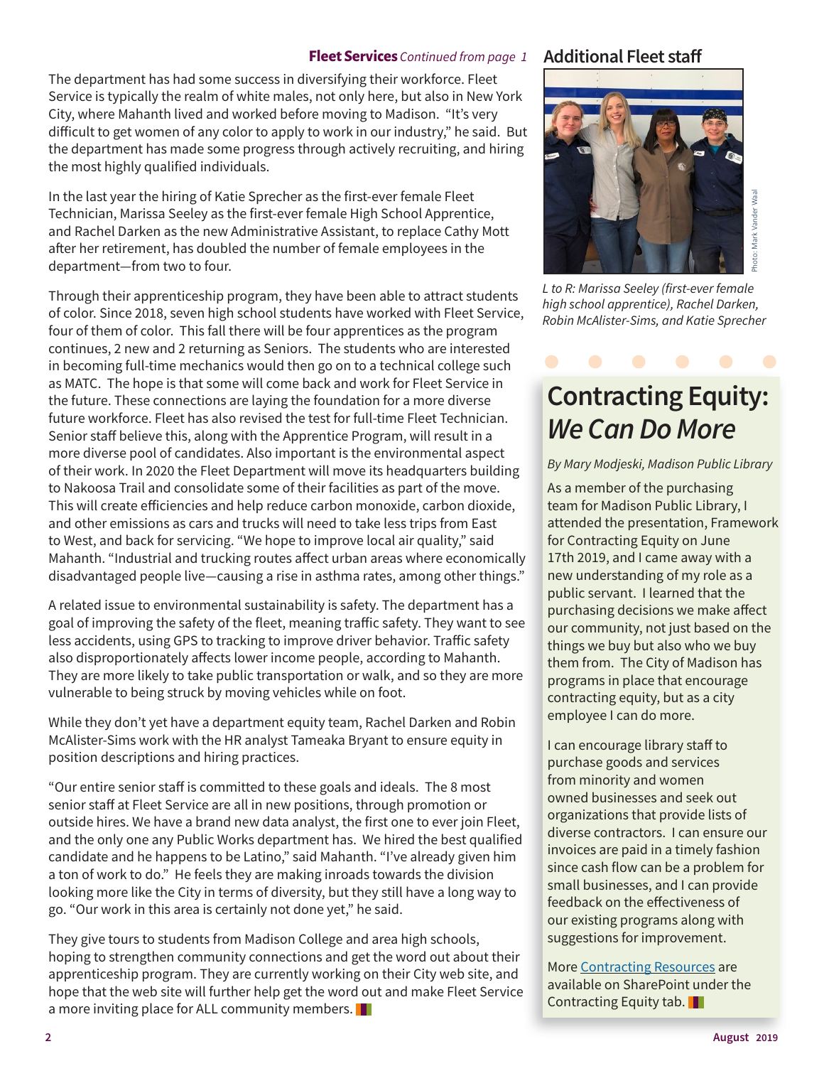**Fleet Services** *Continued from page 1*

The department has had some success in diversifying their workforce. Fleet Service is typically the realm of white males, not only here, but also in New York City, where Mahanth lived and worked before moving to Madison. "It's very difficult to get women of any color to apply to work in our industry," he said. But the department has made some progress through actively recruiting, and hiring the most highly qualified individuals.

In the last year the hiring of Katie Sprecher as the first-ever female Fleet Technician, Marissa Seeley as the first-ever female High School Apprentice, and Rachel Darken as the new Administrative Assistant, to replace Cathy Mott after her retirement, has doubled the number of female employees in the department—from two to four.

Through their apprenticeship program, they have been able to attract students of color. Since 2018, seven high school students have worked with Fleet Service, four of them of color. This fall there will be four apprentices as the program continues, 2 new and 2 returning as Seniors. The students who are interested in becoming full-time mechanics would then go on to a technical college such as MATC. The hope is that some will come back and work for Fleet Service in the future. These connections are laying the foundation for a more diverse future workforce. Fleet has also revised the test for full-time Fleet Technician. Senior staff believe this, along with the Apprentice Program, will result in a more diverse pool of candidates. Also important is the environmental aspect of their work. In 2020 the Fleet Department will move its headquarters building to Nakoosa Trail and consolidate some of their facilities as part of the move. This will create efficiencies and help reduce carbon monoxide, carbon dioxide, and other emissions as cars and trucks will need to take less trips from East to West, and back for servicing. "We hope to improve local air quality," said Mahanth. "Industrial and trucking routes affect urban areas where economically disadvantaged people live—causing a rise in asthma rates, among other things."

A related issue to environmental sustainability is safety. The department has a goal of improving the safety of the fleet, meaning traffic safety. They want to see less accidents, using GPS to tracking to improve driver behavior. Traffic safety also disproportionately affects lower income people, according to Mahanth. They are more likely to take public transportation or walk, and so they are more vulnerable to being struck by moving vehicles while on foot.

While they don't yet have a department equity team, Rachel Darken and Robin McAlister-Sims work with the HR analyst Tameaka Bryant to ensure equity in position descriptions and hiring practices.

"Our entire senior staff is committed to these goals and ideals. The 8 most senior staff at Fleet Service are all in new positions, through promotion or outside hires. We have a brand new data analyst, the first one to ever join Fleet, and the only one any Public Works department has. We hired the best qualified candidate and he happens to be Latino," said Mahanth. "I've already given him a ton of work to do." He feels they are making inroads towards the division looking more like the City in terms of diversity, but they still have a long way to go. "Our work in this area is certainly not done yet," he said.

They give tours to students from Madison College and area high schools, hoping to strengthen community connections and get the word out about their apprenticeship program. They are currently working on their City web site, and hope that the web site will further help get the word out and make Fleet Service a more inviting place for ALL community members.

## Additional Fleet staff

Photo: Mark Vander Waal

*L to R: Marissa Seeley (first-ever female high school apprentice), Rachel Darken, Robin McAlister-Sims, and Katie Sprecher*

# Contracting Equity: *We Can Do More*

*By Mary Modjeski, Madison Public Library*

As a member of the purchasing team for Madison Public Library, I attended the presentation, Framework for Contracting Equity on June 17th 2019, and I came away with a new understanding of my role as a public servant. I learned that the purchasing decisions we make affect our community, not just based on the things we buy but also who we buy them from. The City of Madison has programs in place that encourage contracting equity, but as a city employee I can do more.

I can encourage library staff to purchase goods and services from minority and women owned businesses and seek out organizations that provide lists of diverse contractors. I can ensure our invoices are paid in a timely fashion since cash flow can be a problem for small businesses, and I can provide feedback on the effectiveness of our existing programs along with suggestions for improvement.

More Contracting Resources are available on SharePoint under the Contracting Equity tab.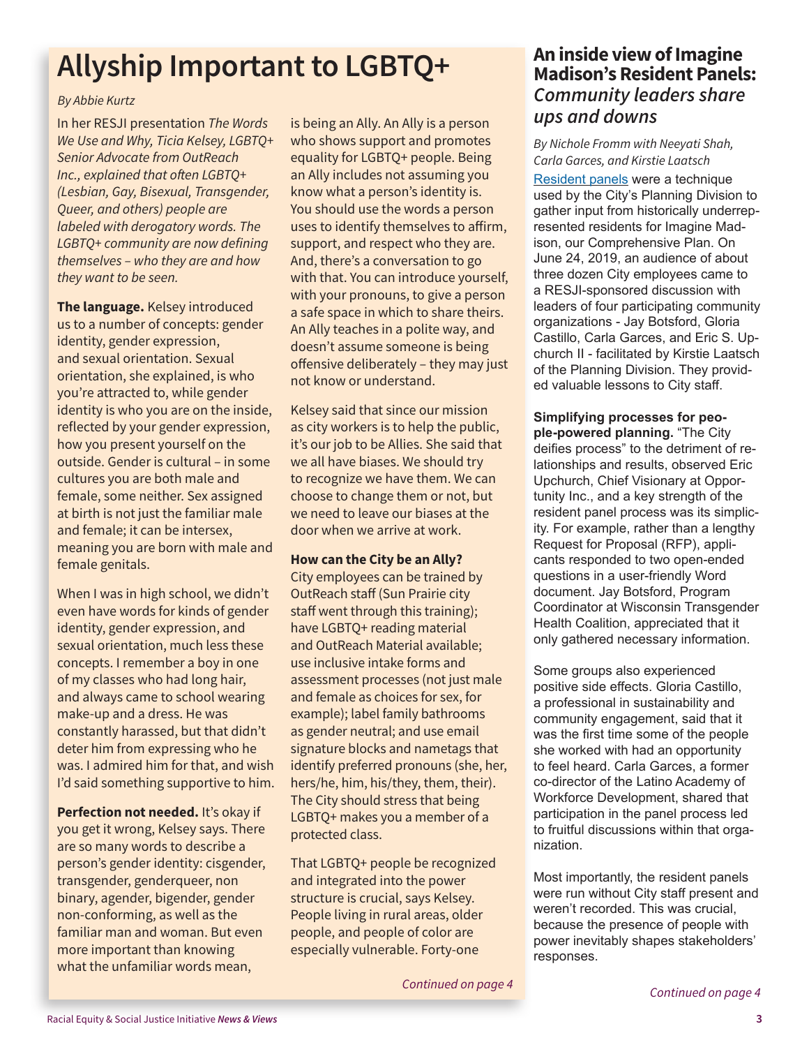# Allyship Important to LGBTQ+

*By Abbie Kurtz*

In her RESJI presentation *The Words We Use and Why, Ticia Kelsey, LGBTQ+ Senior Advocate from OutReach Inc., explained that often LGBTQ+ (Lesbian, Gay, Bisexual, Transgender, Queer, and others) people are labeled with derogatory words. The LGBTQ+ community are now defining themselves – who they are and how they want to be seen.*

**The language.** Kelsey introduced us to a number of concepts: gender identity, gender expression, and sexual orientation. Sexual orientation, she explained, is who you're attracted to, while gender identity is who you are on the inside, reflected by your gender expression, how you present yourself on the outside. Gender is cultural – in some cultures you are both male and female, some neither. Sex assigned at birth is not just the familiar male and female; it can be intersex, meaning you are born with male and female genitals.

When I was in high school, we didn't even have words for kinds of gender identity, gender expression, and sexual orientation, much less these concepts. I remember a boy in one of my classes who had long hair, and always came to school wearing make-up and a dress. He was constantly harassed, but that didn't deter him from expressing who he was. I admired him for that, and wish I'd said something supportive to him.

**Perfection not needed.** It's okay if you get it wrong, Kelsey says. There are so many words to describe a person's gender identity: cisgender, transgender, genderqueer, non binary, agender, bigender, gender non-conforming, as well as the familiar man and woman. But even more important than knowing what the unfamiliar words mean, is being an Ally. An Ally is a person who shows support and promotes equality for LGBTQ+ people. Being an Ally includes not assuming you know what a person's identity is. You should use the words a person uses to identify themselves to affirm, support, and respect who they are. And, there's a conversation to go with that. You can introduce yourself, with your pronouns, to give a person a safe space in which to share theirs. An Ally teaches in a polite way, and doesn't assume someone is being offensive deliberately – they may just not know or understand.

Kelsey said that since our mission as city workers is to help the public, it's our job to be Allies. She said that we all have biases. We should try to recognize we have them. We can choose to change them or not, but we need to leave our biases at the door when we arrive at work.

**How can the City be an Ally?**
City employees can be trained by OutReach staff (Sun Prairie city staff went through this training); have LGBTQ+ reading material and OutReach Material available; use inclusive intake forms and assessment processes (not just male and female as choices for sex, for example); label family bathrooms as gender neutral; and use email signature blocks and nametags that identify preferred pronouns (she, her, hers/he, him, his/they, them, their). The City should stress that being LGBTQ+ makes you a member of a protected class.

That LGBTQ+ people be recognized and integrated into the power structure is crucial, says Kelsey. People living in rural areas, older people, and people of color are especially vulnerable. Forty-one

*Continued on page 4*

## An inside view of Imagine Madison's Resident Panels: *Community leaders share ups and downs*

*By Nichole Fromm with Neeyati Shah, Carla Garces, and Kirstie Laatsch*

Resident panels were a technique used by the City's Planning Division to gather input from historically underrepresented residents for Imagine Madison, our Comprehensive Plan. On June 24, 2019, an audience of about three dozen City employees came to a RESJI-sponsored discussion with leaders of four participating community organizations - Jay Botsford, Gloria Castillo, Carla Garces, and Eric S. Upchurch II - facilitated by Kirstie Laatsch of the Planning Division. They provided valuable lessons to City staff.

**Simplifying processes for people-powered planning.** "The City deifies process" to the detriment of relationships and results, observed Eric Upchurch, Chief Visionary at Opportunity Inc., and a key strength of the resident panel process was its simplicity. For example, rather than a lengthy Request for Proposal (RFP), applicants responded to two open-ended questions in a user-friendly Word document. Jay Botsford, Program Coordinator at Wisconsin Transgender Health Coalition, appreciated that it only gathered necessary information.

Some groups also experienced positive side effects. Gloria Castillo, a professional in sustainability and community engagement, said that it was the first time some of the people she worked with had an opportunity to feel heard. Carla Garces, a former co-director of the Latino Academy of Workforce Development, shared that participation in the panel process led to fruitful discussions within that organization.

Most importantly, the resident panels were run without City staff present and weren't recorded. This was crucial, because the presence of people with power inevitably shapes stakeholders' responses.

*Continued on page 4*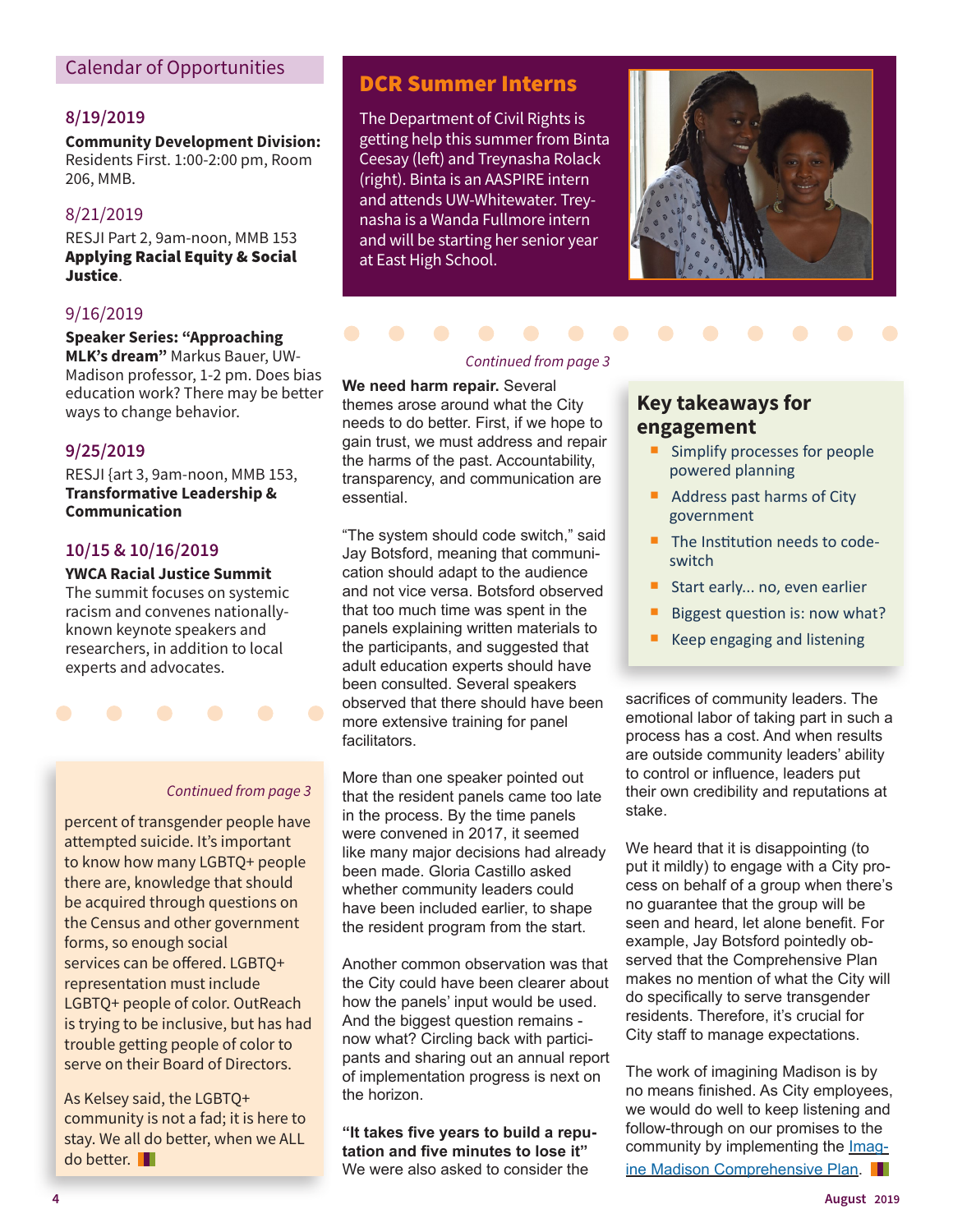## Calendar of Opportunities

### 8/19/2019

**Community Development Division:** Residents First. 1:00-2:00 pm, Room 206, MMB.

### 8/21/2019

RESJI Part 2, 9am-noon, MMB 153 **Applying Racial Equity & Social Justice**.

### 9/16/2019

**Speaker Series: "Approaching MLK's dream"** Markus Bauer, UW-Madison professor, 1-2 pm. Does bias education work? There may be better ways to change behavior.

### 9/25/2019

RESJI {art 3, 9am-noon, MMB 153, **Transformative Leadership & Communication**

### 10/15 & 10/16/2019

**YWCA Racial Justice Summit**
The summit focuses on systemic racism and convenes nationally-known keynote speakers and researchers, in addition to local experts and advocates.

*Continued from page 3*

percent of transgender people have attempted suicide. It's important to know how many LGBTQ+ people there are, knowledge that should be acquired through questions on the Census and other government forms, so enough social services can be offered. LGBTQ+ representation must include LGBTQ+ people of color. OutReach is trying to be inclusive, but has had trouble getting people of color to serve on their Board of Directors.

As Kelsey said, the LGBTQ+ community is not a fad; it is here to stay. We all do better, when we ALL do better.

## DCR Summer Interns

The Department of Civil Rights is getting help this summer from Binta Ceesay (left) and Treynasha Rolack (right). Binta is an AASPIRE intern and attends UW-Whitewater. Treynasha is a Wanda Fullmore intern and will be starting her senior year at East High School.

*Continued from page 3*

**We need harm repair.** Several themes arose around what the City needs to do better. First, if we hope to gain trust, we must address and repair the harms of the past. Accountability, transparency, and communication are essential.

"The system should code switch," said Jay Botsford, meaning that communication should adapt to the audience and not vice versa. Botsford observed that too much time was spent in the panels explaining written materials to the participants, and suggested that adult education experts should have been consulted. Several speakers observed that there should have been more extensive training for panel facilitators.

More than one speaker pointed out that the resident panels came too late in the process. By the time panels were convened in 2017, it seemed like many major decisions had already been made. Gloria Castillo asked whether community leaders could have been included earlier, to shape the resident program from the start.

Another common observation was that the City could have been clearer about how the panels' input would be used. And the biggest question remains - now what? Circling back with participants and sharing out an annual report of implementation progress is next on the horizon.

**"It takes five years to build a reputation and five minutes to lose it"** We were also asked to consider the sacrifices of community leaders. The emotional labor of taking part in such a process has a cost. And when results are outside community leaders' ability to control or influence, leaders put their own credibility and reputations at stake.

We heard that it is disappointing (to put it mildly) to engage with a City process on behalf of a group when there's no guarantee that the group will be seen and heard, let alone benefit. For example, Jay Botsford pointedly observed that the Comprehensive Plan makes no mention of what the City will do specifically to serve transgender residents. Therefore, it's crucial for City staff to manage expectations.

The work of imagining Madison is by no means finished. As City employees, we would do well to keep listening and follow-through on our promises to the community by implementing the Imagine Madison Comprehensive Plan.

### Key takeaways for engagement

- Simplify processes for people powered planning
- Address past harms of City government
- The Institution needs to code-switch
- Start early... no, even earlier
- Biggest question is: now what?
- Keep engaging and listening